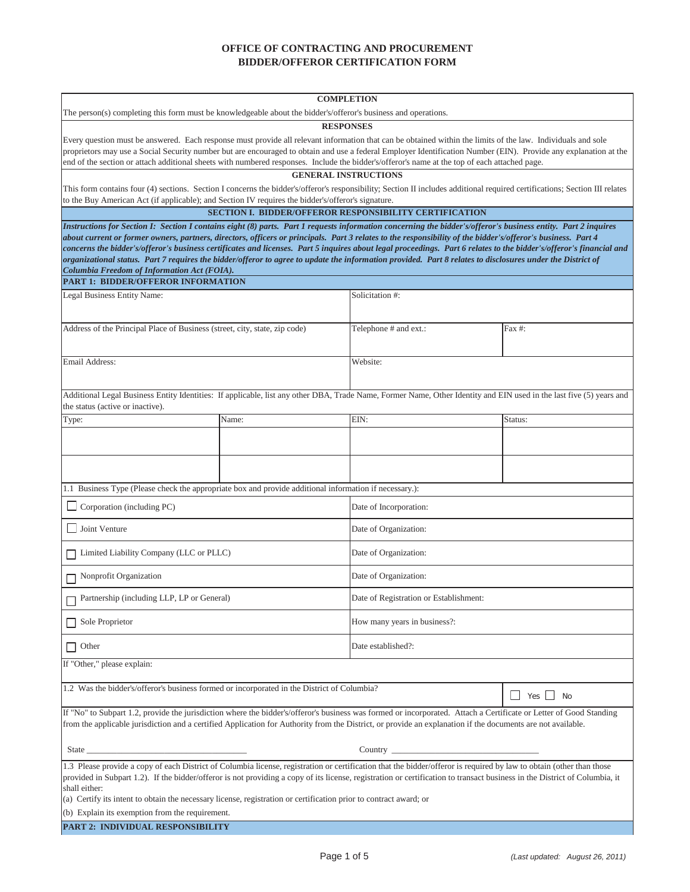# OFFICE OF CONTRACTING AND PROCUREMENT
## BIDDER/OFFEROR CERTIFICATION FORM

**COMPLETION**

The person(s) completing this form must be knowledgeable about the bidder's/offeror's business and operations.

**RESPONSES**

Every question must be answered. Each response must provide all relevant information that can be obtained within the limits of the law. Individuals and sole proprietors may use a Social Security number but are encouraged to obtain and use a federal Employer Identification Number (EIN). Provide any explanation at the end of the section or attach additional sheets with numbered responses. Include the bidder's/offeror's name at the top of each attached page.

**GENERAL INSTRUCTIONS**

This form contains four (4) sections. Section I concerns the bidder's/offeror's responsibility; Section II includes additional required certifications; Section III relates to the Buy American Act (if applicable); and Section IV requires the bidder's/offeror's signature.

## SECTION I. BIDDER/OFFEROR RESPONSIBILITY CERTIFICATION

***Instructions for Section I: Section I contains eight (8) parts. Part 1 requests information concerning the bidder's/offeror's business entity. Part 2 inquires about current or former owners, partners, directors, officers or principals. Part 3 relates to the responsibility of the bidder's/offeror's business. Part 4 concerns the bidder's/offeror's business certificates and licenses. Part 5 inquires about legal proceedings. Part 6 relates to the bidder's/offeror's financial and organizational status. Part 7 requires the bidder/offeror to agree to update the information provided. Part 8 relates to disclosures under the District of Columbia Freedom of Information Act (FOIA).***

### PART 1: BIDDER/OFFEROR INFORMATION

| Legal Business Entity Name: | Solicitation #: | |
|---|---|---|
| Address of the Principal Place of Business (street, city, state, zip code) | Telephone # and ext.: | Fax #: |
| Email Address: | Website: | |

Additional Legal Business Entity Identities: If applicable, list any other DBA, Trade Name, Former Name, Other Identity and EIN used in the last five (5) years and the status (active or inactive).

| Type: | Name: | EIN: | Status: |
|---|---|---|---|
| | | | |
| | | | |

1.1 Business Type (Please check the appropriate box and provide additional information if necessary.):

| Business Type | |
|---|---|
| ☐ Corporation (including PC) | Date of Incorporation: |
| ☐ Joint Venture | Date of Organization: |
| ☐ Limited Liability Company (LLC or PLLC) | Date of Organization: |
| ☐ Nonprofit Organization | Date of Organization: |
| ☐ Partnership (including LLP, LP or General) | Date of Registration or Establishment: |
| ☐ Sole Proprietor | How many years in business?: |
| ☐ Other | Date established?: |

If "Other," please explain:

1.2 Was the bidder's/offeror's business formed or incorporated in the District of Columbia? ☐ Yes ☐ No

If "No" to Subpart 1.2, provide the jurisdiction where the bidder's/offeror's business was formed or incorporated. Attach a Certificate or Letter of Good Standing from the applicable jurisdiction and a certified Application for Authority from the District, or provide an explanation if the documents are not available.

State ___________________________________ Country _________________________________

1.3 Please provide a copy of each District of Columbia license, registration or certification that the bidder/offeror is required by law to obtain (other than those provided in Subpart 1.2). If the bidder/offeror is not providing a copy of its license, registration or certification to transact business in the District of Columbia, it shall either:

(a) Certify its intent to obtain the necessary license, registration or certification prior to contract award; or

(b) Explain its exemption from the requirement.

### PART 2: INDIVIDUAL RESPONSIBILITY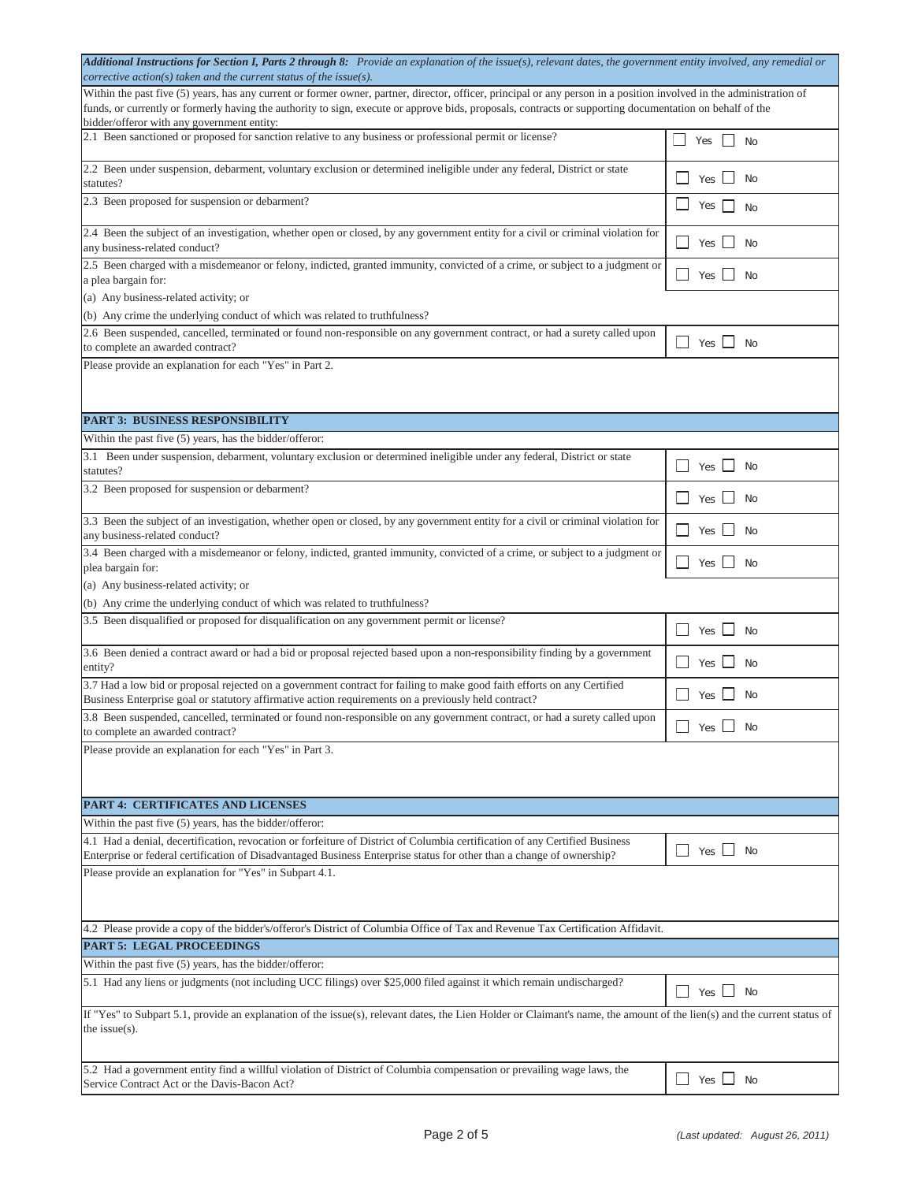***Additional Instructions for Section I, Parts 2 through 8:*** *Provide an explanation of the issue(s), relevant dates, the government entity involved, any remedial or corrective action(s) taken and the current status of the issue(s).*

Within the past five (5) years, has any current or former owner, partner, director, officer, principal or any person in a position involved in the administration of funds, or currently or formerly having the authority to sign, execute or approve bids, proposals, contracts or supporting documentation on behalf of the bidder/offeror with any government entity:

| Question | Response |
|---|---|
| 2.1 Been sanctioned or proposed for sanction relative to any business or professional permit or license? | ☐ Yes ☐ No |
| 2.2 Been under suspension, debarment, voluntary exclusion or determined ineligible under any federal, District or state statutes? | ☐ Yes ☐ No |
| 2.3 Been proposed for suspension or debarment? | ☐ Yes ☐ No |
| 2.4 Been the subject of an investigation, whether open or closed, by any government entity for a civil or criminal violation for any business-related conduct? | ☐ Yes ☐ No |
| 2.5 Been charged with a misdemeanor or felony, indicted, granted immunity, convicted of a crime, or subject to a judgment or a plea bargain for:<br>(a) Any business-related activity; or<br>(b) Any crime the underlying conduct of which was related to truthfulness? | ☐ Yes ☐ No |
| 2.6 Been suspended, cancelled, terminated or found non-responsible on any government contract, or had a surety called upon to complete an awarded contract? | ☐ Yes ☐ No |

Please provide an explanation for each "Yes" in Part 2.

## PART 3: BUSINESS RESPONSIBILITY

Within the past five (5) years, has the bidder/offeror:

| Question | Response |
|---|---|
| 3.1 Been under suspension, debarment, voluntary exclusion or determined ineligible under any federal, District or state statutes? | ☐ Yes ☐ No |
| 3.2 Been proposed for suspension or debarment? | ☐ Yes ☐ No |
| 3.3 Been the subject of an investigation, whether open or closed, by any government entity for a civil or criminal violation for any business-related conduct? | ☐ Yes ☐ No |
| 3.4 Been charged with a misdemeanor or felony, indicted, granted immunity, convicted of a crime, or subject to a judgment or plea bargain for:<br>(a) Any business-related activity; or<br>(b) Any crime the underlying conduct of which was related to truthfulness? | ☐ Yes ☐ No |
| 3.5 Been disqualified or proposed for disqualification on any government permit or license? | ☐ Yes ☐ No |
| 3.6 Been denied a contract award or had a bid or proposal rejected based upon a non-responsibility finding by a government entity? | ☐ Yes ☐ No |
| 3.7 Had a low bid or proposal rejected on a government contract for failing to make good faith efforts on any Certified Business Enterprise goal or statutory affirmative action requirements on a previously held contract? | ☐ Yes ☐ No |
| 3.8 Been suspended, cancelled, terminated or found non-responsible on any government contract, or had a surety called upon to complete an awarded contract? | ☐ Yes ☐ No |

Please provide an explanation for each "Yes" in Part 3.

## PART 4: CERTIFICATES AND LICENSES

Within the past five (5) years, has the bidder/offeror:

| Question | Response |
|---|---|
| 4.1 Had a denial, decertification, revocation or forfeiture of District of Columbia certification of any Certified Business Enterprise or federal certification of Disadvantaged Business Enterprise status for other than a change of ownership? | ☐ Yes ☐ No |

Please provide an explanation for "Yes" in Subpart 4.1.

4.2 Please provide a copy of the bidder's/offeror's District of Columbia Office of Tax and Revenue Tax Certification Affidavit.

## PART 5: LEGAL PROCEEDINGS

Within the past five (5) years, has the bidder/offeror:

| Question | Response |
|---|---|
| 5.1 Had any liens or judgments (not including UCC filings) over $25,000 filed against it which remain undischarged? | ☐ Yes ☐ No |

If "Yes" to Subpart 5.1, provide an explanation of the issue(s), relevant dates, the Lien Holder or Claimant's name, the amount of the lien(s) and the current status of the issue(s).

| Question | Response |
|---|---|
| 5.2 Had a government entity find a willful violation of District of Columbia compensation or prevailing wage laws, the Service Contract Act or the Davis-Bacon Act? | ☐ Yes ☐ No |

*(Last updated: August 26, 2011)*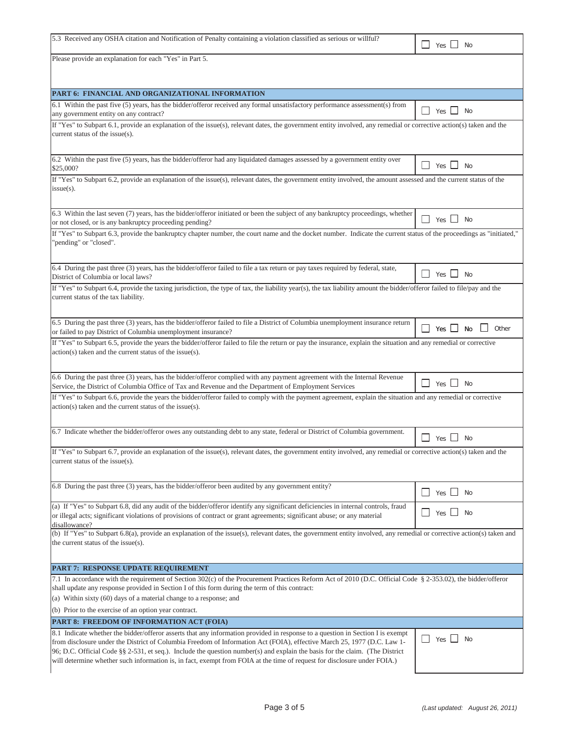| 5.3 Received any OSHA citation and Notification of Penalty containing a violation classified as serious or willful? | ☐ Yes ☐ No |
|---|---|

Please provide an explanation for each "Yes" in Part 5.

## PART 6: FINANCIAL AND ORGANIZATIONAL INFORMATION

| 6.1 Within the past five (5) years, has the bidder/offeror received any formal unsatisfactory performance assessment(s) from any government entity on any contract? | ☐ Yes ☐ No |
|---|---|

If "Yes" to Subpart 6.1, provide an explanation of the issue(s), relevant dates, the government entity involved, any remedial or corrective action(s) taken and the current status of the issue(s).

| 6.2 Within the past five (5) years, has the bidder/offeror had any liquidated damages assessed by a government entity over $25,000? | ☐ Yes ☐ No |
|---|---|

If "Yes" to Subpart 6.2, provide an explanation of the issue(s), relevant dates, the government entity involved, the amount assessed and the current status of the issue(s).

| 6.3 Within the last seven (7) years, has the bidder/offeror initiated or been the subject of any bankruptcy proceedings, whether or not closed, or is any bankruptcy proceeding pending? | ☐ Yes ☐ No |
|---|---|

If "Yes" to Subpart 6.3, provide the bankruptcy chapter number, the court name and the docket number. Indicate the current status of the proceedings as "initiated," "pending" or "closed".

| 6.4 During the past three (3) years, has the bidder/offeror failed to file a tax return or pay taxes required by federal, state, District of Columbia or local laws? | ☐ Yes ☐ No |
|---|---|

If "Yes" to Subpart 6.4, provide the taxing jurisdiction, the type of tax, the liability year(s), the tax liability amount the bidder/offeror failed to file/pay and the current status of the tax liability.

| 6.5 During the past three (3) years, has the bidder/offeror failed to file a District of Columbia unemployment insurance return or failed to pay District of Columbia unemployment insurance? | ☐ Yes ☐ No ☐ Other |
|---|---|

If "Yes" to Subpart 6.5, provide the years the bidder/offeror failed to file the return or pay the insurance, explain the situation and any remedial or corrective action(s) taken and the current status of the issue(s).

| 6.6 During the past three (3) years, has the bidder/offeror complied with any payment agreement with the Internal Revenue Service, the District of Columbia Office of Tax and Revenue and the Department of Employment Services | ☐ Yes ☐ No |
|---|---|

If "Yes" to Subpart 6.6, provide the years the bidder/offeror failed to comply with the payment agreement, explain the situation and any remedial or corrective action(s) taken and the current status of the issue(s).

| 6.7 Indicate whether the bidder/offeror owes any outstanding debt to any state, federal or District of Columbia government. | ☐ Yes ☐ No |
|---|---|

If "Yes" to Subpart 6.7, provide an explanation of the issue(s), relevant dates, the government entity involved, any remedial or corrective action(s) taken and the current status of the issue(s).

| 6.8 During the past three (3) years, has the bidder/offeror been audited by any government entity? | ☐ Yes ☐ No |
|---|---|
| (a) If "Yes" to Subpart 6.8, did any audit of the bidder/offeror identify any significant deficiencies in internal controls, fraud or illegal acts; significant violations of provisions of contract or grant agreements; significant abuse; or any material disallowance? | ☐ Yes ☐ No |

(b) If "Yes" to Subpart 6.8(a), provide an explanation of the issue(s), relevant dates, the government entity involved, any remedial or corrective action(s) taken and the current status of the issue(s).

## PART 7: RESPONSE UPDATE REQUIREMENT

7.1 In accordance with the requirement of Section 302(c) of the Procurement Practices Reform Act of 2010 (D.C. Official Code § 2-353.02), the bidder/offeror shall update any response provided in Section I of this form during the term of this contract:

(a) Within sixty (60) days of a material change to a response; and

(b) Prior to the exercise of an option year contract.

## PART 8: FREEDOM OF INFORMATION ACT (FOIA)

| 8.1 Indicate whether the bidder/offeror asserts that any information provided in response to a question in Section I is exempt from disclosure under the District of Columbia Freedom of Information Act (FOIA), effective March 25, 1977 (D.C. Law 1-96; D.C. Official Code §§ 2-531, et seq.). Include the question number(s) and explain the basis for the claim. (The District will determine whether such information is, in fact, exempt from FOIA at the time of request for disclosure under FOIA.) | ☐ Yes ☐ No |
|---|---|

*(Last updated: August 26, 2011)*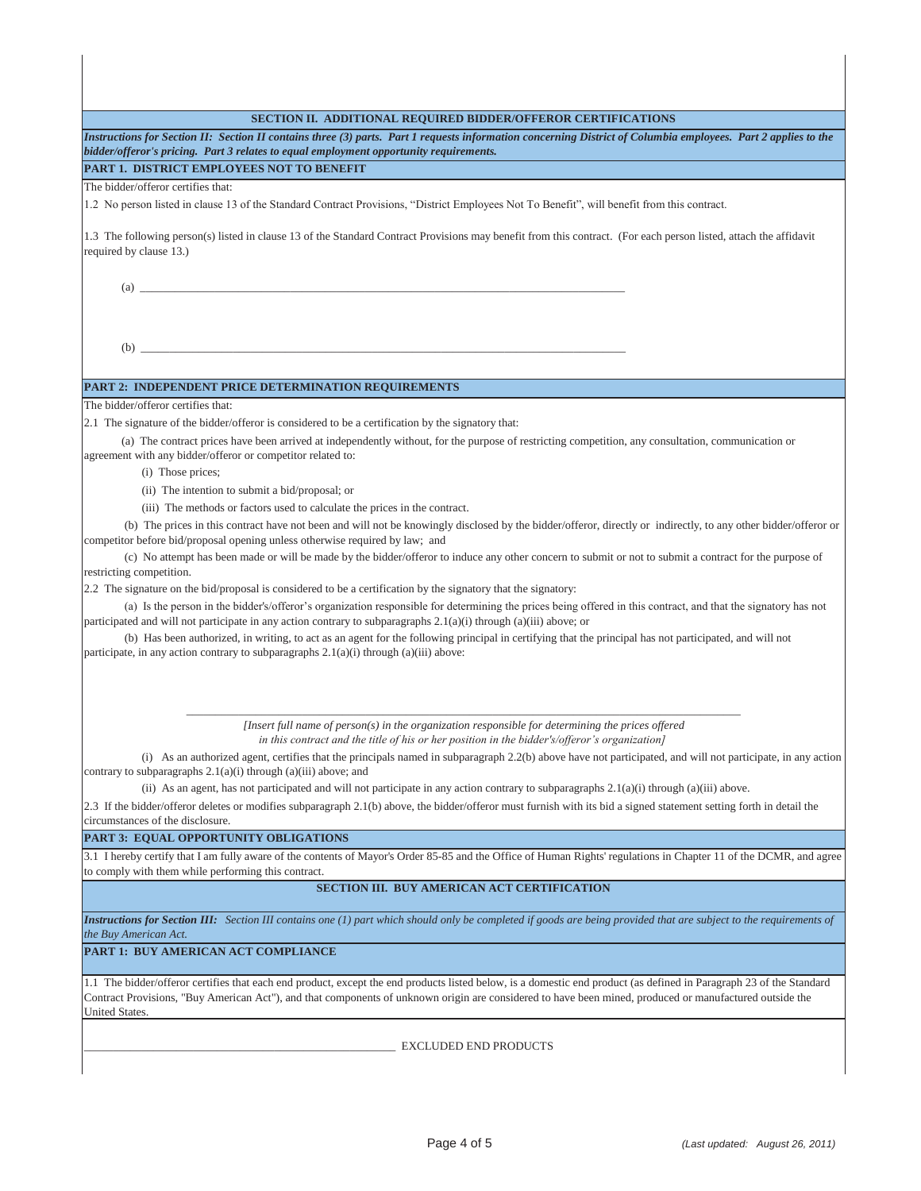## SECTION II. ADDITIONAL REQUIRED BIDDER/OFFEROR CERTIFICATIONS

***Instructions for Section II:** Section II contains three (3) parts. Part 1 requests information concerning District of Columbia employees. Part 2 applies to the bidder/offeror's pricing. Part 3 relates to equal employment opportunity requirements.*

### PART 1. DISTRICT EMPLOYEES NOT TO BENEFIT

The bidder/offeror certifies that:

1.2 No person listed in clause 13 of the Standard Contract Provisions, "District Employees Not To Benefit", will benefit from this contract.

1.3 The following person(s) listed in clause 13 of the Standard Contract Provisions may benefit from this contract. (For each person listed, attach the affidavit required by clause 13.)

(a) ______________________________________________________________________

(b) ______________________________________________________________________

### PART 2: INDEPENDENT PRICE DETERMINATION REQUIREMENTS

The bidder/offeror certifies that:

2.1 The signature of the bidder/offeror is considered to be a certification by the signatory that:

(a) The contract prices have been arrived at independently without, for the purpose of restricting competition, any consultation, communication or agreement with any bidder/offeror or competitor related to:

(i) Those prices;

(ii) The intention to submit a bid/proposal; or

(iii) The methods or factors used to calculate the prices in the contract.

(b) The prices in this contract have not been and will not be knowingly disclosed by the bidder/offeror, directly or indirectly, to any other bidder/offeror or competitor before bid/proposal opening unless otherwise required by law; and

(c) No attempt has been made or will be made by the bidder/offeror to induce any other concern to submit or not to submit a contract for the purpose of restricting competition.

2.2 The signature on the bid/proposal is considered to be a certification by the signatory that the signatory:

(a) Is the person in the bidder's/offeror's organization responsible for determining the prices being offered in this contract, and that the signatory has not participated and will not participate in any action contrary to subparagraphs 2.1(a)(i) through (a)(iii) above; or

(b) Has been authorized, in writing, to act as an agent for the following principal in certifying that the principal has not participated, and will not participate, in any action contrary to subparagraphs 2.1(a)(i) through (a)(iii) above:

______________________________________________________________________

*[Insert full name of person(s) in the organization responsible for determining the prices offered in this contract and the title of his or her position in the bidder's/offeror's organization]*

(i) As an authorized agent, certifies that the principals named in subparagraph 2.2(b) above have not participated, and will not participate, in any action contrary to subparagraphs 2.1(a)(i) through (a)(iii) above; and

(ii) As an agent, has not participated and will not participate in any action contrary to subparagraphs 2.1(a)(i) through (a)(iii) above.

2.3 If the bidder/offeror deletes or modifies subparagraph 2.1(b) above, the bidder/offeror must furnish with its bid a signed statement setting forth in detail the circumstances of the disclosure.

### PART 3: EQUAL OPPORTUNITY OBLIGATIONS

3.1 I hereby certify that I am fully aware of the contents of Mayor's Order 85-85 and the Office of Human Rights' regulations in Chapter 11 of the DCMR, and agree to comply with them while performing this contract.

## SECTION III. BUY AMERICAN ACT CERTIFICATION

***Instructions for Section III:** Section III contains one (1) part which should only be completed if goods are being provided that are subject to the requirements of the Buy American Act.*

### PART 1: BUY AMERICAN ACT COMPLIANCE

1.1 The bidder/offeror certifies that each end product, except the end products listed below, is a domestic end product (as defined in Paragraph 23 of the Standard Contract Provisions, "Buy American Act"), and that components of unknown origin are considered to have been mined, produced or manufactured outside the United States.

______________________________________________________ EXCLUDED END PRODUCTS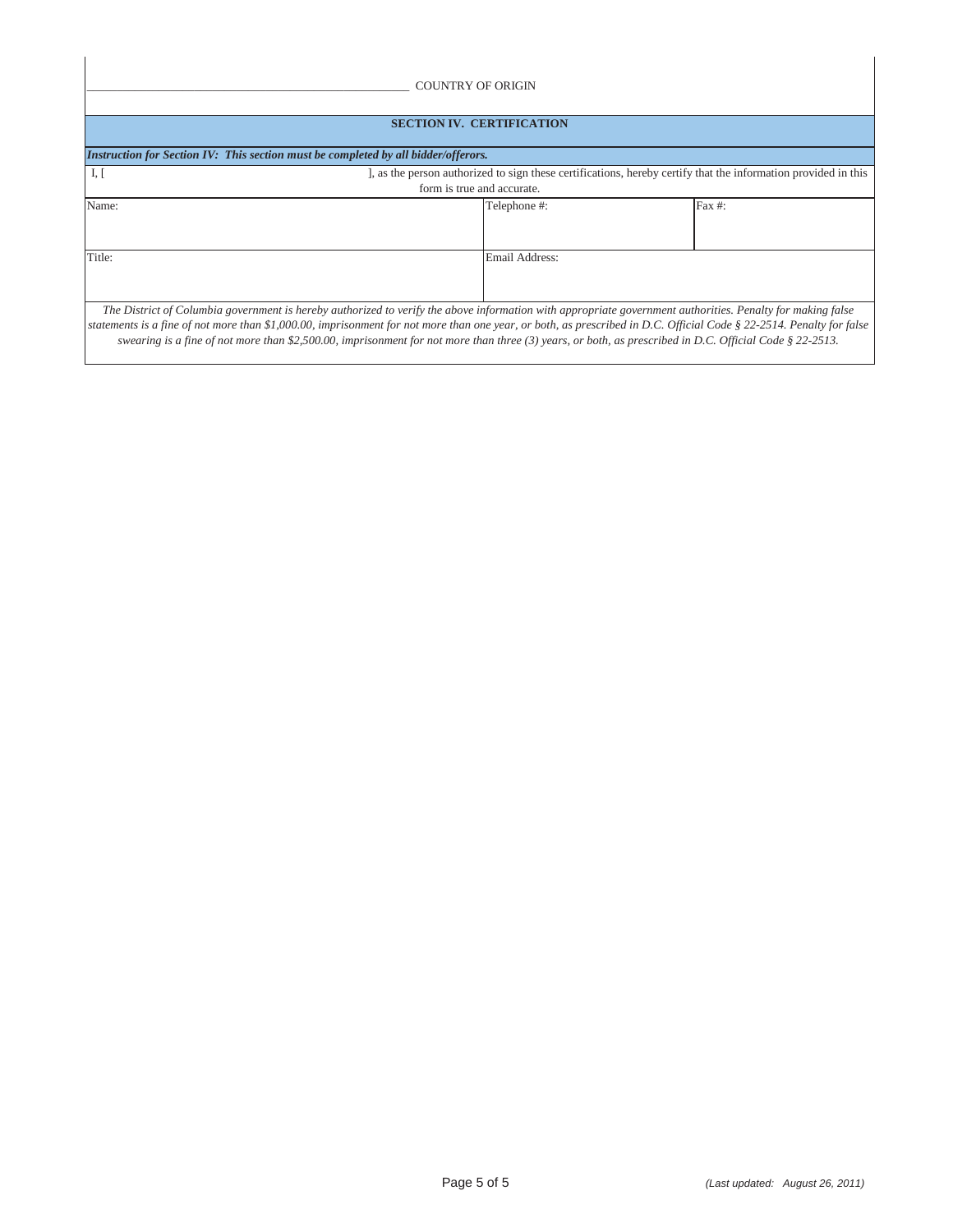_____________________________________________________ COUNTRY OF ORIGIN

## SECTION IV. CERTIFICATION

***Instruction for Section IV: This section must be completed by all bidder/offerors.***

I, [ ], as the person authorized to sign these certifications, hereby certify that the information provided in this form is true and accurate.

| | | |
|---|---|---|
| Name: | Telephone #: | Fax #: |
| Title: | Email Address: | |

*The District of Columbia government is hereby authorized to verify the above information with appropriate government authorities. Penalty for making false statements is a fine of not more than $1,000.00, imprisonment for not more than one year, or both, as prescribed in D.C. Official Code § 22-2514. Penalty for false swearing is a fine of not more than $2,500.00, imprisonment for not more than three (3) years, or both, as prescribed in D.C. Official Code § 22-2513.*

*(Last updated: August 26, 2011)*